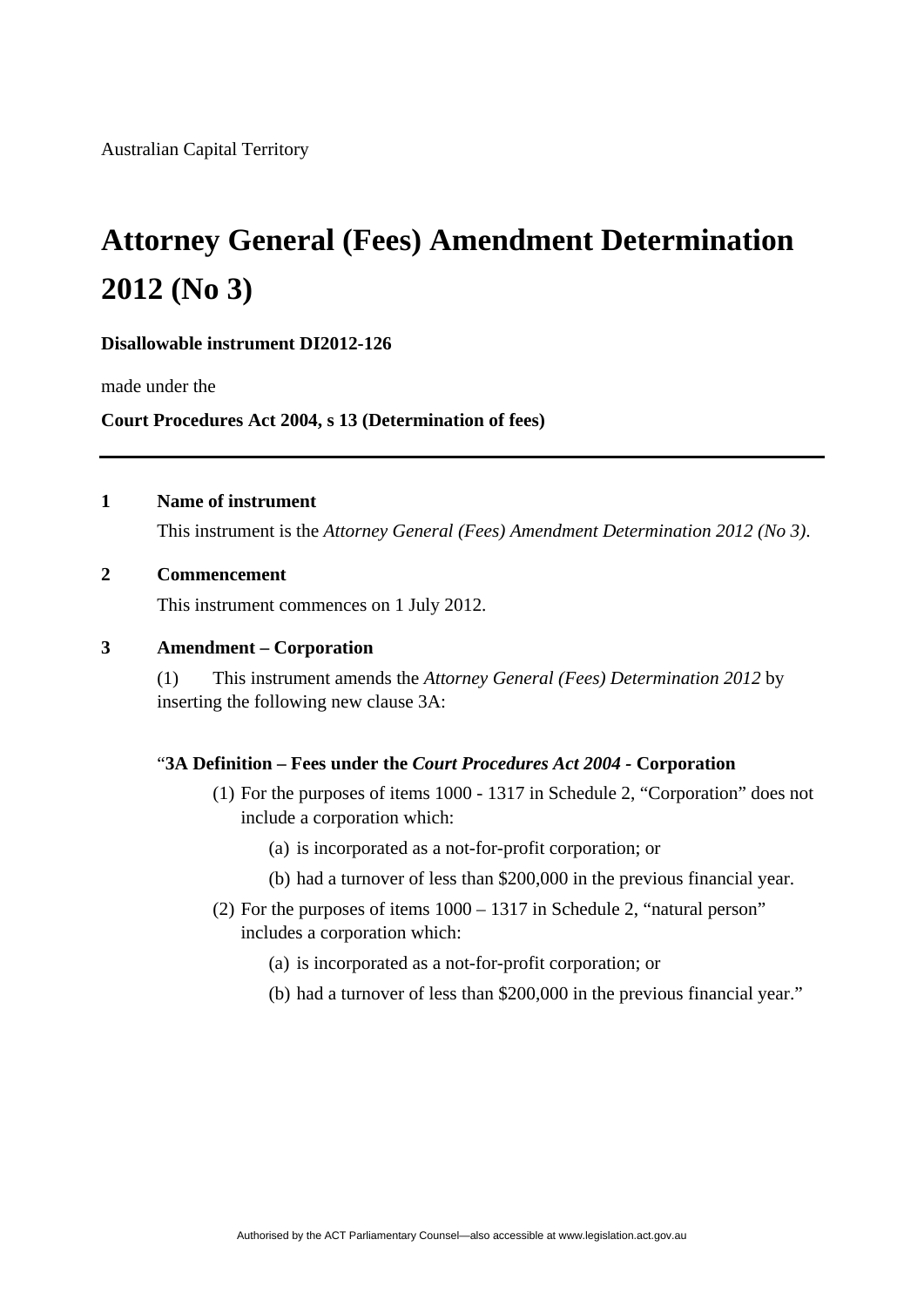Australian Capital Territory

# Attorney General (Fees) Amendment Determination 2012 (No 3)

**Disallowable instrument DI2012-126**

made under the

**Court Procedures Act 2004, s 13 (Determination of fees)**

---

## 1 Name of instrument

This instrument is the *Attorney General (Fees) Amendment Determination 2012 (No 3)*.

## 2 Commencement

This instrument commences on 1 July 2012.

## 3 Amendment – Corporation

(1) This instrument amends the *Attorney General (Fees) Determination 2012* by inserting the following new clause 3A:

"**3A Definition – Fees under the *Court Procedures Act 2004* - Corporation**

(1) For the purposes of items 1000 - 1317 in Schedule 2, "Corporation" does not include a corporation which:

(a) is incorporated as a not-for-profit corporation; or

(b) had a turnover of less than $200,000 in the previous financial year.

(2) For the purposes of items 1000 – 1317 in Schedule 2, "natural person" includes a corporation which:

(a) is incorporated as a not-for-profit corporation; or

(b) had a turnover of less than $200,000 in the previous financial year."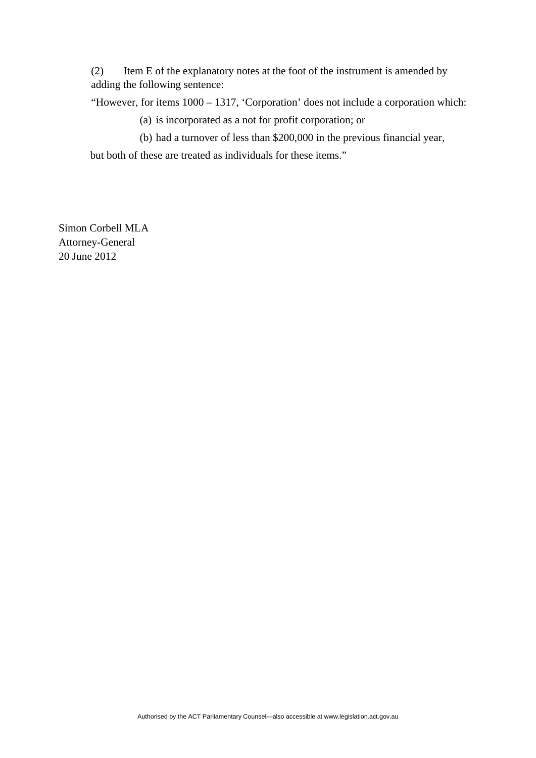(2) Item E of the explanatory notes at the foot of the instrument is amended by adding the following sentence:

"However, for items 1000 – 1317, 'Corporation' does not include a corporation which:

(a) is incorporated as a not for profit corporation; or

(b) had a turnover of less than $200,000 in the previous financial year,

but both of these are treated as individuals for these items."

Simon Corbell MLA
Attorney-General
20 June 2012